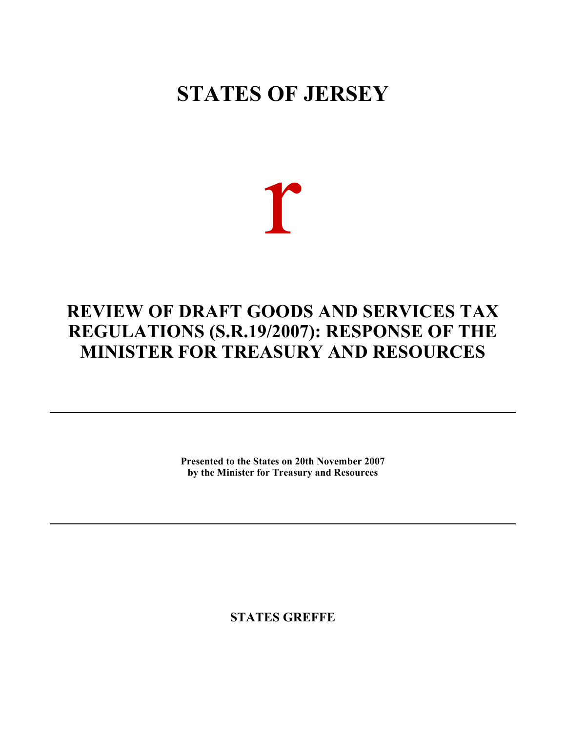# STATES OF JERSEY

r

## REVIEW OF DRAFT GOODS AND SERVICES TAX REGULATIONS (S.R.19/2007): RESPONSE OF THE MINISTER FOR TREASURY AND RESOURCES

---

**Presented to the States on 20th November 2007 by the Minister for Treasury and Resources**

---

**STATES GREFFE**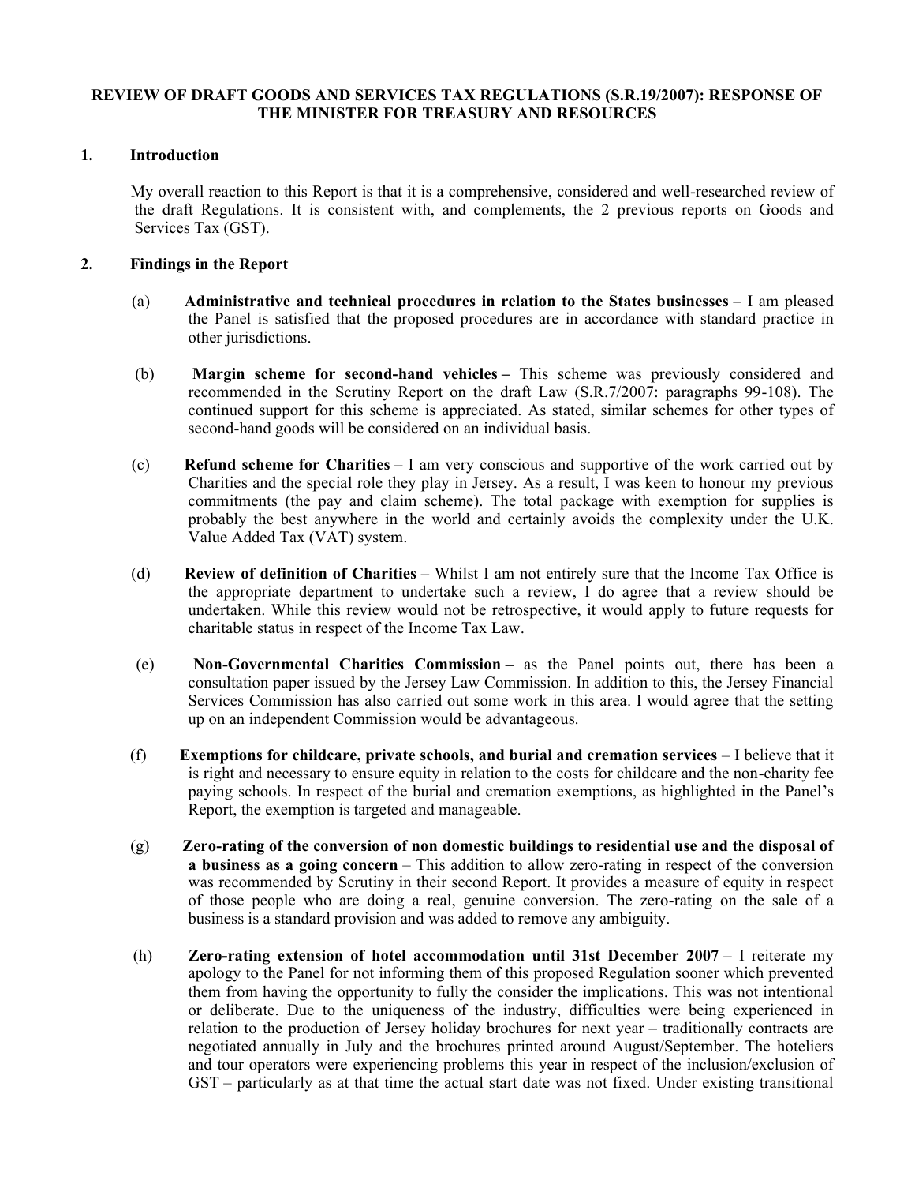**REVIEW OF DRAFT GOODS AND SERVICES TAX REGULATIONS (S.R.19/2007): RESPONSE OF THE MINISTER FOR TREASURY AND RESOURCES**

## 1. Introduction

My overall reaction to this Report is that it is a comprehensive, considered and well-researched review of the draft Regulations. It is consistent with, and complements, the 2 previous reports on Goods and Services Tax (GST).

## 2. Findings in the Report

(a) **Administrative and technical procedures in relation to the States businesses** – I am pleased the Panel is satisfied that the proposed procedures are in accordance with standard practice in other jurisdictions.

(b) **Margin scheme for second-hand vehicles –** This scheme was previously considered and recommended in the Scrutiny Report on the draft Law (S.R.7/2007: paragraphs 99-108). The continued support for this scheme is appreciated. As stated, similar schemes for other types of second-hand goods will be considered on an individual basis.

(c) **Refund scheme for Charities –** I am very conscious and supportive of the work carried out by Charities and the special role they play in Jersey. As a result, I was keen to honour my previous commitments (the pay and claim scheme). The total package with exemption for supplies is probably the best anywhere in the world and certainly avoids the complexity under the U.K. Value Added Tax (VAT) system.

(d) **Review of definition of Charities** – Whilst I am not entirely sure that the Income Tax Office is the appropriate department to undertake such a review, I do agree that a review should be undertaken. While this review would not be retrospective, it would apply to future requests for charitable status in respect of the Income Tax Law.

(e) **Non-Governmental Charities Commission –** as the Panel points out, there has been a consultation paper issued by the Jersey Law Commission. In addition to this, the Jersey Financial Services Commission has also carried out some work in this area. I would agree that the setting up on an independent Commission would be advantageous.

(f) **Exemptions for childcare, private schools, and burial and cremation services** – I believe that it is right and necessary to ensure equity in relation to the costs for childcare and the non-charity fee paying schools. In respect of the burial and cremation exemptions, as highlighted in the Panel's Report, the exemption is targeted and manageable.

(g) **Zero-rating of the conversion of non domestic buildings to residential use and the disposal of a business as a going concern** – This addition to allow zero-rating in respect of the conversion was recommended by Scrutiny in their second Report. It provides a measure of equity in respect of those people who are doing a real, genuine conversion. The zero-rating on the sale of a business is a standard provision and was added to remove any ambiguity.

(h) **Zero-rating extension of hotel accommodation until 31st December 2007** – I reiterate my apology to the Panel for not informing them of this proposed Regulation sooner which prevented them from having the opportunity to fully the consider the implications. This was not intentional or deliberate. Due to the uniqueness of the industry, difficulties were being experienced in relation to the production of Jersey holiday brochures for next year – traditionally contracts are negotiated annually in July and the brochures printed around August/September. The hoteliers and tour operators were experiencing problems this year in respect of the inclusion/exclusion of GST – particularly as at that time the actual start date was not fixed. Under existing transitional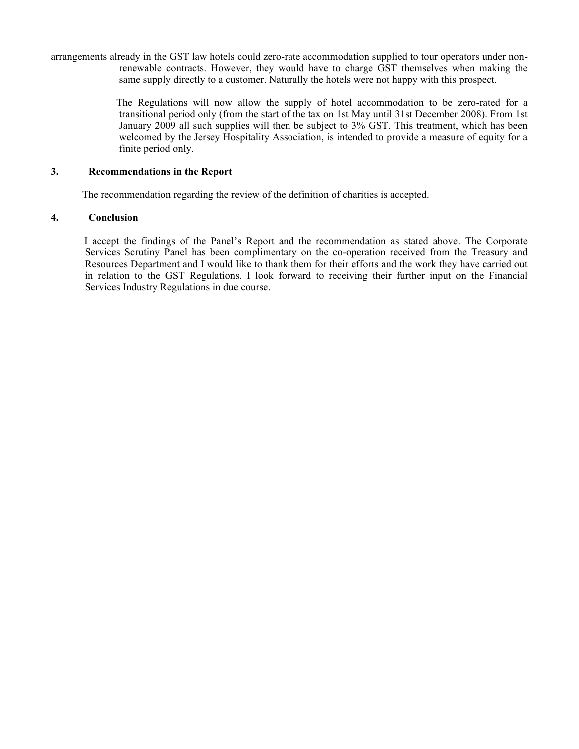arrangements already in the GST law hotels could zero-rate accommodation supplied to tour operators under non-renewable contracts. However, they would have to charge GST themselves when making the same supply directly to a customer. Naturally the hotels were not happy with this prospect.

The Regulations will now allow the supply of hotel accommodation to be zero-rated for a transitional period only (from the start of the tax on 1st May until 31st December 2008). From 1st January 2009 all such supplies will then be subject to 3% GST. This treatment, which has been welcomed by the Jersey Hospitality Association, is intended to provide a measure of equity for a finite period only.

## 3. Recommendations in the Report

The recommendation regarding the review of the definition of charities is accepted.

## 4. Conclusion

I accept the findings of the Panel's Report and the recommendation as stated above. The Corporate Services Scrutiny Panel has been complimentary on the co-operation received from the Treasury and Resources Department and I would like to thank them for their efforts and the work they have carried out in relation to the GST Regulations. I look forward to receiving their further input on the Financial Services Industry Regulations in due course.